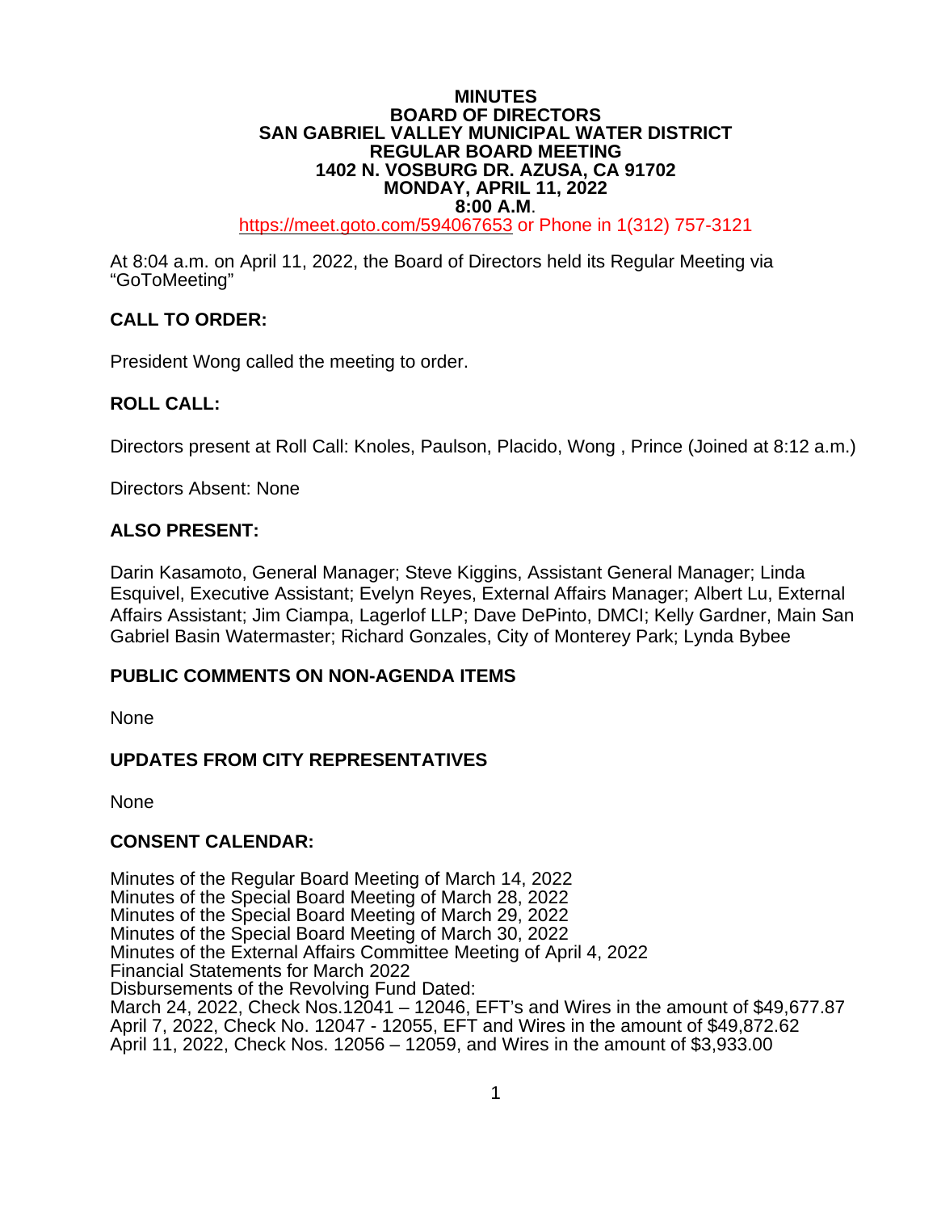**MINUTES**
**BOARD OF DIRECTORS**
**SAN GABRIEL VALLEY MUNICIPAL WATER DISTRICT**
**REGULAR BOARD MEETING**
**1402 N. VOSBURG DR. AZUSA, CA 91702**
**MONDAY, APRIL 11, 2022**
**8:00 A.M.**
https://meet.goto.com/594067653 or Phone in 1(312) 757-3121

At 8:04 a.m. on April 11, 2022, the Board of Directors held its Regular Meeting via "GoToMeeting"

## CALL TO ORDER:

President Wong called the meeting to order.

## ROLL CALL:

Directors present at Roll Call: Knoles, Paulson, Placido, Wong , Prince (Joined at 8:12 a.m.)

Directors Absent: None

## ALSO PRESENT:

Darin Kasamoto, General Manager; Steve Kiggins, Assistant General Manager; Linda Esquivel, Executive Assistant; Evelyn Reyes, External Affairs Manager; Albert Lu, External Affairs Assistant; Jim Ciampa, Lagerlof LLP; Dave DePinto, DMCI; Kelly Gardner, Main San Gabriel Basin Watermaster; Richard Gonzales, City of Monterey Park; Lynda Bybee

## PUBLIC COMMENTS ON NON-AGENDA ITEMS

None

## UPDATES FROM CITY REPRESENTATIVES

None

## CONSENT CALENDAR:

Minutes of the Regular Board Meeting of March 14, 2022
Minutes of the Special Board Meeting of March 28, 2022
Minutes of the Special Board Meeting of March 29, 2022
Minutes of the Special Board Meeting of March 30, 2022
Minutes of the External Affairs Committee Meeting of April 4, 2022
Financial Statements for March 2022
Disbursements of the Revolving Fund Dated:
March 24, 2022, Check Nos.12041 – 12046, EFT's and Wires in the amount of $49,677.87
April 7, 2022, Check No. 12047 - 12055, EFT and Wires in the amount of $49,872.62
April 11, 2022, Check Nos. 12056 – 12059, and Wires in the amount of $3,933.00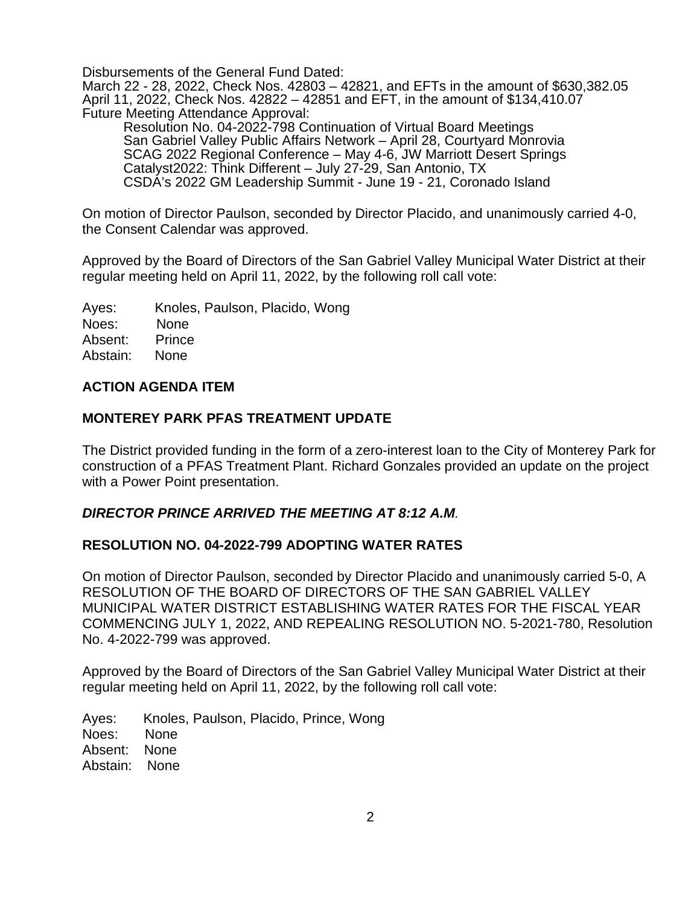Disbursements of the General Fund Dated:
March 22 - 28, 2022, Check Nos. 42803 – 42821, and EFTs in the amount of $630,382.05
April 11, 2022, Check Nos. 42822 – 42851 and EFT, in the amount of $134,410.07
Future Meeting Attendance Approval:

    Resolution No. 04-2022-798 Continuation of Virtual Board Meetings
    San Gabriel Valley Public Affairs Network – April 28, Courtyard Monrovia
    SCAG 2022 Regional Conference – May 4-6, JW Marriott Desert Springs
    Catalyst2022: Think Different – July 27-29, San Antonio, TX
    CSDA's 2022 GM Leadership Summit - June 19 - 21, Coronado Island

On motion of Director Paulson, seconded by Director Placido, and unanimously carried 4-0, the Consent Calendar was approved.

Approved by the Board of Directors of the San Gabriel Valley Municipal Water District at their regular meeting held on April 11, 2022, by the following roll call vote:

Ayes: Knoles, Paulson, Placido, Wong
Noes: None
Absent: Prince
Abstain: None

**ACTION AGENDA ITEM**

**MONTEREY PARK PFAS TREATMENT UPDATE**

The District provided funding in the form of a zero-interest loan to the City of Monterey Park for construction of a PFAS Treatment Plant. Richard Gonzales provided an update on the project with a Power Point presentation.

***DIRECTOR PRINCE ARRIVED THE MEETING AT 8:12 A.M.***

**RESOLUTION NO. 04-2022-799 ADOPTING WATER RATES**

On motion of Director Paulson, seconded by Director Placido and unanimously carried 5-0, A RESOLUTION OF THE BOARD OF DIRECTORS OF THE SAN GABRIEL VALLEY MUNICIPAL WATER DISTRICT ESTABLISHING WATER RATES FOR THE FISCAL YEAR COMMENCING JULY 1, 2022, AND REPEALING RESOLUTION NO. 5-2021-780, Resolution No. 4-2022-799 was approved.

Approved by the Board of Directors of the San Gabriel Valley Municipal Water District at their regular meeting held on April 11, 2022, by the following roll call vote:

Ayes: Knoles, Paulson, Placido, Prince, Wong
Noes: None
Absent: None
Abstain: None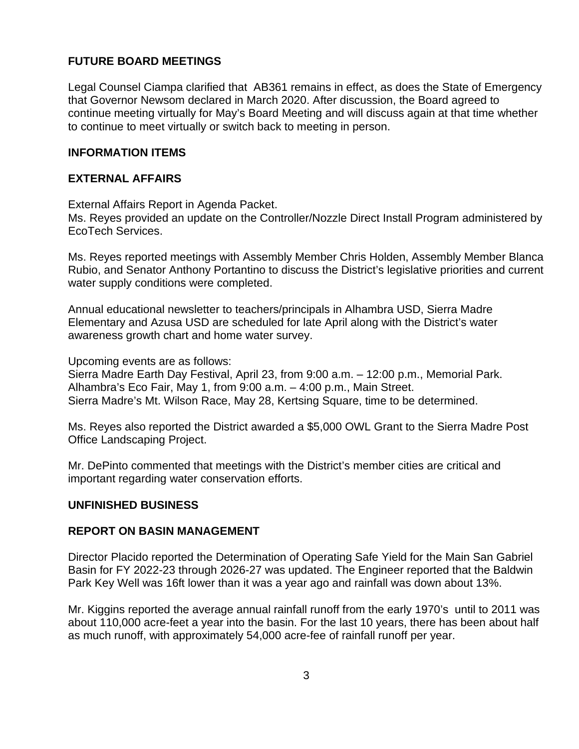## FUTURE BOARD MEETINGS

Legal Counsel Ciampa clarified that AB361 remains in effect, as does the State of Emergency that Governor Newsom declared in March 2020. After discussion, the Board agreed to continue meeting virtually for May's Board Meeting and will discuss again at that time whether to continue to meet virtually or switch back to meeting in person.

## INFORMATION ITEMS

## EXTERNAL AFFAIRS

External Affairs Report in Agenda Packet.
Ms. Reyes provided an update on the Controller/Nozzle Direct Install Program administered by EcoTech Services.

Ms. Reyes reported meetings with Assembly Member Chris Holden, Assembly Member Blanca Rubio, and Senator Anthony Portantino to discuss the District's legislative priorities and current water supply conditions were completed.

Annual educational newsletter to teachers/principals in Alhambra USD, Sierra Madre Elementary and Azusa USD are scheduled for late April along with the District's water awareness growth chart and home water survey.

Upcoming events are as follows:
Sierra Madre Earth Day Festival, April 23, from 9:00 a.m. – 12:00 p.m., Memorial Park.
Alhambra's Eco Fair, May 1, from 9:00 a.m. – 4:00 p.m., Main Street.
Sierra Madre's Mt. Wilson Race, May 28, Kertsing Square, time to be determined.

Ms. Reyes also reported the District awarded a $5,000 OWL Grant to the Sierra Madre Post Office Landscaping Project.

Mr. DePinto commented that meetings with the District's member cities are critical and important regarding water conservation efforts.

## UNFINISHED BUSINESS

## REPORT ON BASIN MANAGEMENT

Director Placido reported the Determination of Operating Safe Yield for the Main San Gabriel Basin for FY 2022-23 through 2026-27 was updated. The Engineer reported that the Baldwin Park Key Well was 16ft lower than it was a year ago and rainfall was down about 13%.

Mr. Kiggins reported the average annual rainfall runoff from the early 1970's until to 2011 was about 110,000 acre-feet a year into the basin. For the last 10 years, there has been about half as much runoff, with approximately 54,000 acre-fee of rainfall runoff per year.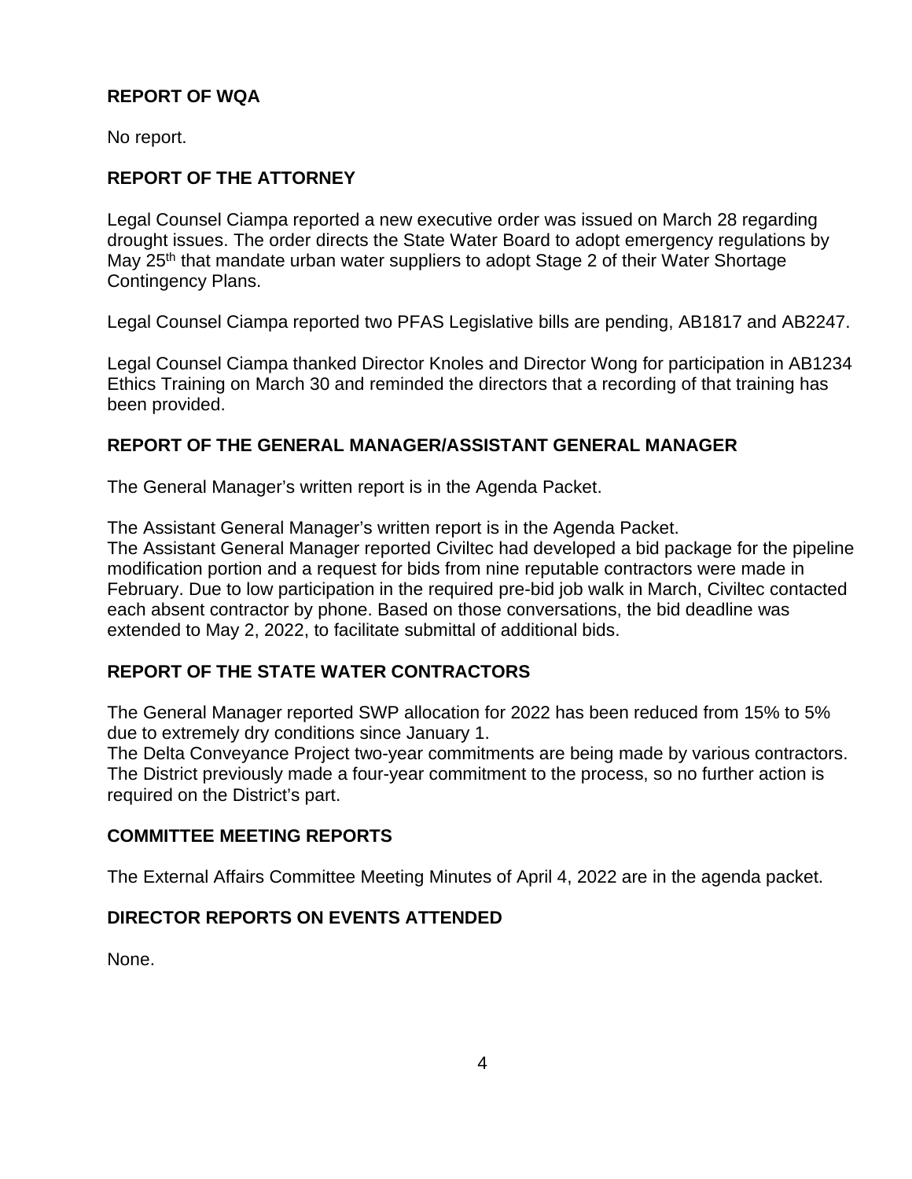## REPORT OF WQA

No report.

## REPORT OF THE ATTORNEY

Legal Counsel Ciampa reported a new executive order was issued on March 28 regarding drought issues. The order directs the State Water Board to adopt emergency regulations by May 25th that mandate urban water suppliers to adopt Stage 2 of their Water Shortage Contingency Plans.

Legal Counsel Ciampa reported two PFAS Legislative bills are pending, AB1817 and AB2247.

Legal Counsel Ciampa thanked Director Knoles and Director Wong for participation in AB1234 Ethics Training on March 30 and reminded the directors that a recording of that training has been provided.

## REPORT OF THE GENERAL MANAGER/ASSISTANT GENERAL MANAGER

The General Manager's written report is in the Agenda Packet.

The Assistant General Manager's written report is in the Agenda Packet.
The Assistant General Manager reported Civiltec had developed a bid package for the pipeline modification portion and a request for bids from nine reputable contractors were made in February. Due to low participation in the required pre-bid job walk in March, Civiltec contacted each absent contractor by phone. Based on those conversations, the bid deadline was extended to May 2, 2022, to facilitate submittal of additional bids.

## REPORT OF THE STATE WATER CONTRACTORS

The General Manager reported SWP allocation for 2022 has been reduced from 15% to 5% due to extremely dry conditions since January 1.
The Delta Conveyance Project two-year commitments are being made by various contractors. The District previously made a four-year commitment to the process, so no further action is required on the District's part.

## COMMITTEE MEETING REPORTS

The External Affairs Committee Meeting Minutes of April 4, 2022 are in the agenda packet.

## DIRECTOR REPORTS ON EVENTS ATTENDED

None.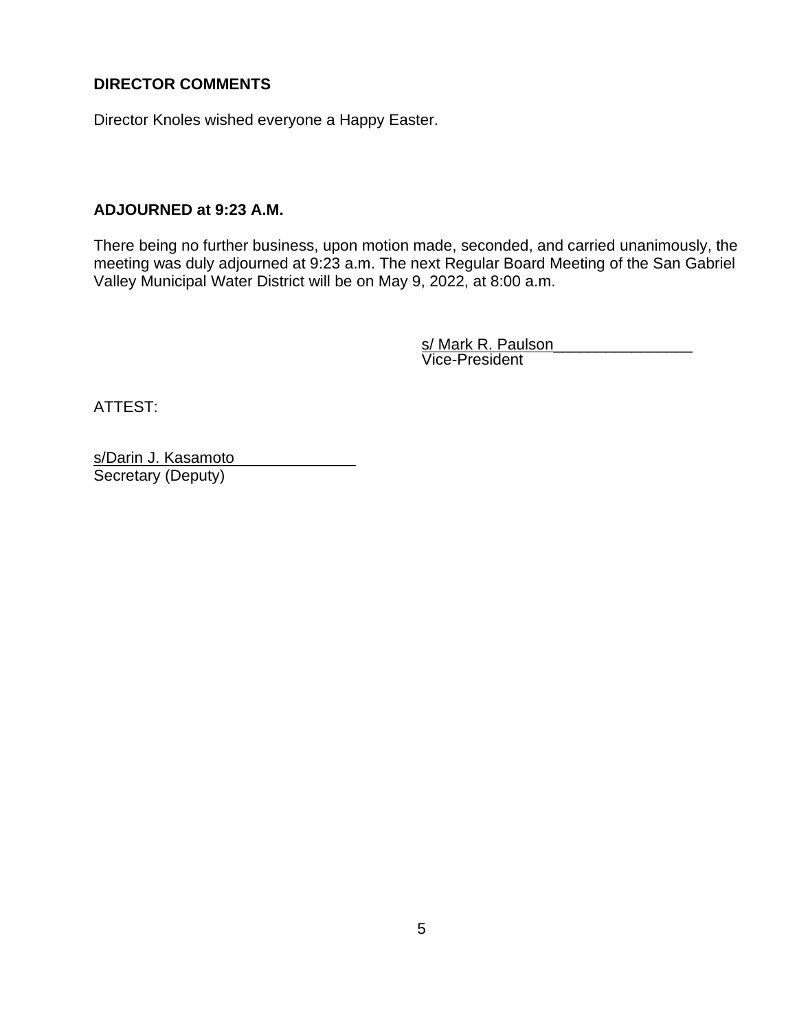**DIRECTOR COMMENTS**

Director Knoles wished everyone a Happy Easter.

**ADJOURNED at 9:23 A.M.**

There being no further business, upon motion made, seconded, and carried unanimously, the meeting was duly adjourned at 9:23 a.m. The next Regular Board Meeting of the San Gabriel Valley Municipal Water District will be on May 9, 2022, at 8:00 a.m.

s/ Mark R. Paulson
Vice-President

ATTEST:

s/Darin J. Kasamoto
Secretary (Deputy)